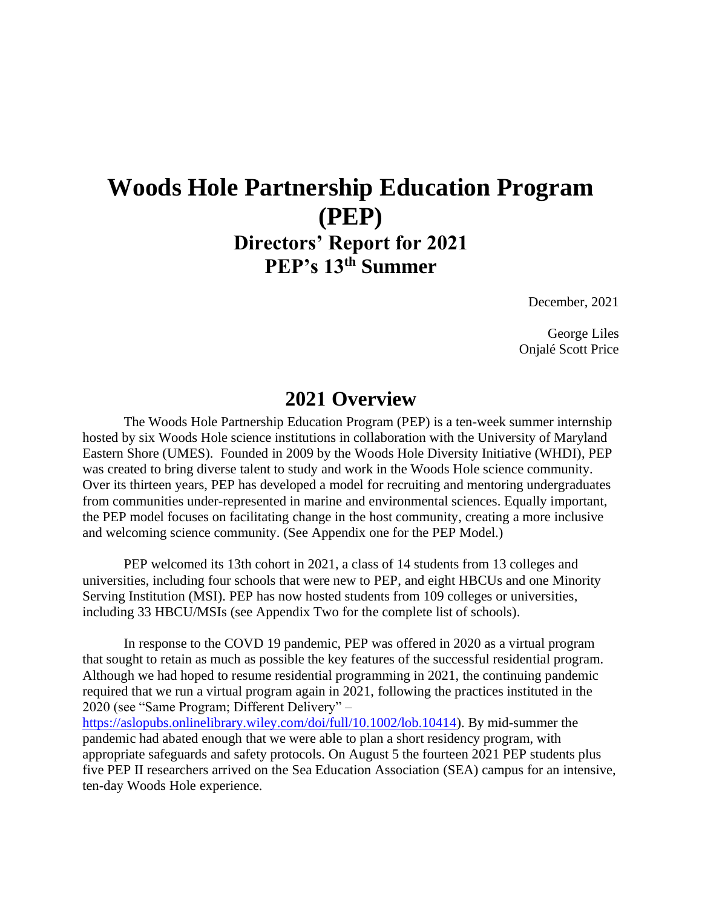# Woods Hole Partnership Education Program (PEP)

## Directors' Report for 2021

## PEP's 13th Summer

December, 2021

George Liles
Onjalé Scott Price

## 2021 Overview

The Woods Hole Partnership Education Program (PEP) is a ten-week summer internship hosted by six Woods Hole science institutions in collaboration with the University of Maryland Eastern Shore (UMES). Founded in 2009 by the Woods Hole Diversity Initiative (WHDI), PEP was created to bring diverse talent to study and work in the Woods Hole science community. Over its thirteen years, PEP has developed a model for recruiting and mentoring undergraduates from communities under-represented in marine and environmental sciences. Equally important, the PEP model focuses on facilitating change in the host community, creating a more inclusive and welcoming science community. (See Appendix one for the PEP Model.)

PEP welcomed its 13th cohort in 2021, a class of 14 students from 13 colleges and universities, including four schools that were new to PEP, and eight HBCUs and one Minority Serving Institution (MSI). PEP has now hosted students from 109 colleges or universities, including 33 HBCU/MSIs (see Appendix Two for the complete list of schools).

In response to the COVD 19 pandemic, PEP was offered in 2020 as a virtual program that sought to retain as much as possible the key features of the successful residential program. Although we had hoped to resume residential programming in 2021, the continuing pandemic required that we run a virtual program again in 2021, following the practices instituted in the 2020 (see "Same Program; Different Delivery" – https://aslopubs.onlinelibrary.wiley.com/doi/full/10.1002/lob.10414). By mid-summer the pandemic had abated enough that we were able to plan a short residency program, with appropriate safeguards and safety protocols. On August 5 the fourteen 2021 PEP students plus five PEP II researchers arrived on the Sea Education Association (SEA) campus for an intensive, ten-day Woods Hole experience.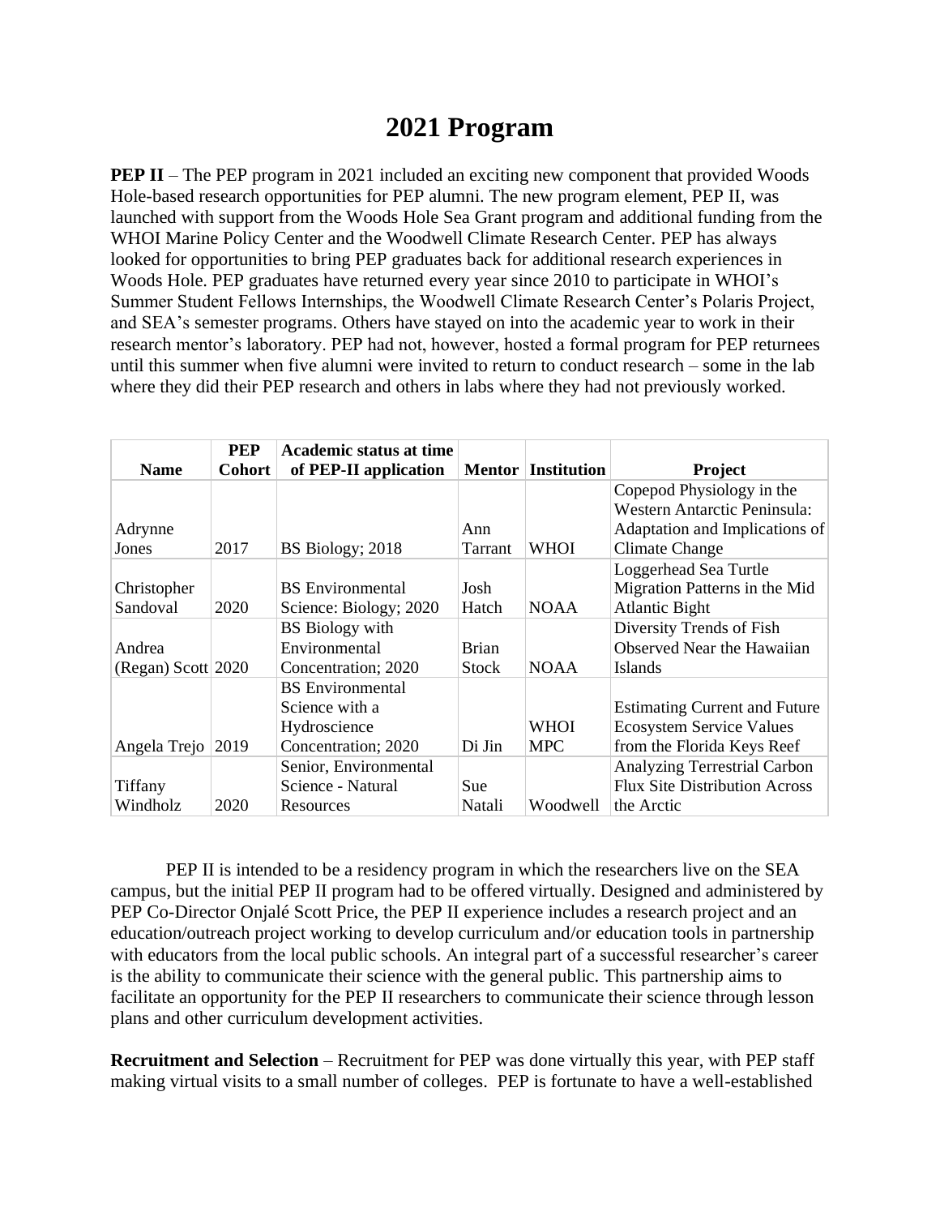# 2021 Program

**PEP II** – The PEP program in 2021 included an exciting new component that provided Woods Hole-based research opportunities for PEP alumni. The new program element, PEP II, was launched with support from the Woods Hole Sea Grant program and additional funding from the WHOI Marine Policy Center and the Woodwell Climate Research Center. PEP has always looked for opportunities to bring PEP graduates back for additional research experiences in Woods Hole. PEP graduates have returned every year since 2010 to participate in WHOI's Summer Student Fellows Internships, the Woodwell Climate Research Center's Polaris Project, and SEA's semester programs. Others have stayed on into the academic year to work in their research mentor's laboratory. PEP had not, however, hosted a formal program for PEP returnees until this summer when five alumni were invited to return to conduct research – some in the lab where they did their PEP research and others in labs where they had not previously worked.

| Name | PEP Cohort | Academic status at time of PEP-II application | Mentor | Institution | Project |
|---|---|---|---|---|---|
| Adrynne Jones | 2017 | BS Biology; 2018 | Ann Tarrant | WHOI | Copepod Physiology in the Western Antarctic Peninsula: Adaptation and Implications of Climate Change |
| Christopher Sandoval | 2020 | BS Environmental Science: Biology; 2020 | Josh Hatch | NOAA | Loggerhead Sea Turtle Migration Patterns in the Mid Atlantic Bight |
| Andrea (Regan) Scott | 2020 | BS Biology with Environmental Concentration; 2020 | Brian Stock | NOAA | Diversity Trends of Fish Observed Near the Hawaiian Islands |
| Angela Trejo | 2019 | BS Environmental Science with a Hydroscience Concentration; 2020 | Di Jin | WHOI MPC | Estimating Current and Future Ecosystem Service Values from the Florida Keys Reef |
| Tiffany Windholz | 2020 | Senior, Environmental Science - Natural Resources | Sue Natali | Woodwell | Analyzing Terrestrial Carbon Flux Site Distribution Across the Arctic |

PEP II is intended to be a residency program in which the researchers live on the SEA campus, but the initial PEP II program had to be offered virtually. Designed and administered by PEP Co-Director Onjalé Scott Price, the PEP II experience includes a research project and an education/outreach project working to develop curriculum and/or education tools in partnership with educators from the local public schools. An integral part of a successful researcher's career is the ability to communicate their science with the general public. This partnership aims to facilitate an opportunity for the PEP II researchers to communicate their science through lesson plans and other curriculum development activities.

**Recruitment and Selection** – Recruitment for PEP was done virtually this year, with PEP staff making virtual visits to a small number of colleges. PEP is fortunate to have a well-established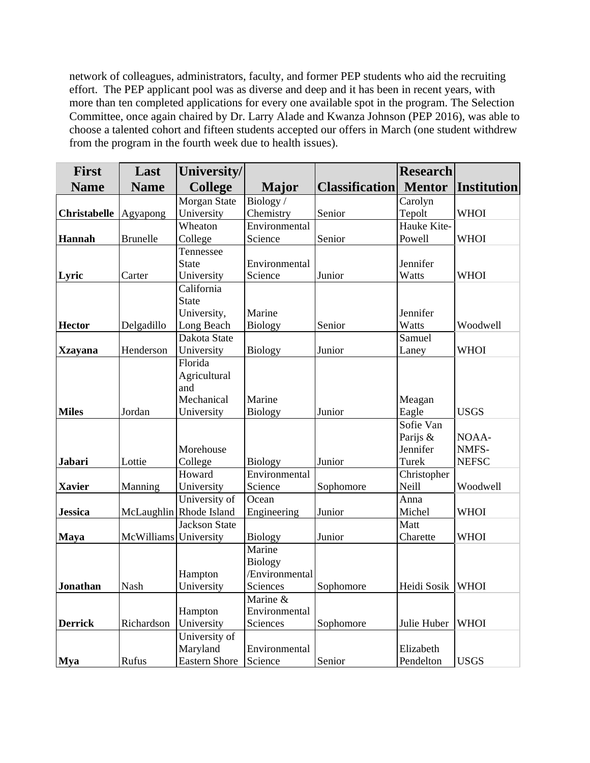network of colleagues, administrators, faculty, and former PEP students who aid the recruiting effort. The PEP applicant pool was as diverse and deep and it has been in recent years, with more than ten completed applications for every one available spot in the program. The Selection Committee, once again chaired by Dr. Larry Alade and Kwanza Johnson (PEP 2016), was able to choose a talented cohort and fifteen students accepted our offers in March (one student withdrew from the program in the fourth week due to health issues).

| First Name | Last Name | University/ College | Major | Classification | Research Mentor | Institution |
|---|---|---|---|---|---|---|
| **Christabelle** | Agyapong | Morgan State University | Biology / Chemistry | Senior | Carolyn Tepolt | WHOI |
| **Hannah** | Brunelle | Wheaton College | Environmental Science | Senior | Hauke Kite-Powell | WHOI |
| **Lyric** | Carter | Tennessee State University | Environmental Science | Junior | Jennifer Watts | WHOI |
| **Hector** | Delgadillo | California State University, Long Beach | Marine Biology | Senior | Jennifer Watts | Woodwell |
| **Xzayana** | Henderson | Dakota State University | Biology | Junior | Samuel Laney | WHOI |
| **Miles** | Jordan | Florida Agricultural and Mechanical University | Marine Biology | Junior | Meagan Eagle | USGS |
| **Jabari** | Lottie | Morehouse College | Biology | Junior | Sofie Van Parijs & Jennifer Turek | NOAA-NMFS-NEFSC |
| **Xavier** | Manning | Howard University | Environmental Science | Sophomore | Christopher Neill | Woodwell |
| **Jessica** | McLaughlin | University of Rhode Island | Ocean Engineering | Junior | Anna Michel | WHOI |
| **Maya** | McWilliams | Jackson State University | Biology | Junior | Matt Charette | WHOI |
| **Jonathan** | Nash | Hampton University | Marine Biology /Environmental Sciences | Sophomore | Heidi Sosik | WHOI |
| **Derrick** | Richardson | Hampton University | Marine & Environmental Sciences | Sophomore | Julie Huber | WHOI |
| **Mya** | Rufus | University of Maryland Eastern Shore | Environmental Science | Senior | Elizabeth Pendelton | USGS |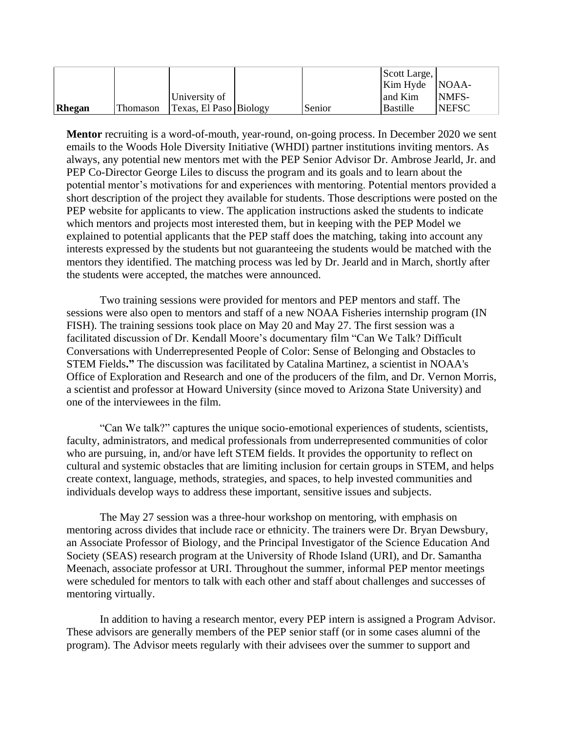| | | | | | | |
|---|---|---|---|---|---|---|
| **Rhegan** | Thomason | University of Texas, El Paso | Biology | Senior | Scott Large, Kim Hyde and Kim Bastille | NOAA-NMFS-NEFSC |

**Mentor** recruiting is a word-of-mouth, year-round, on-going process. In December 2020 we sent emails to the Woods Hole Diversity Initiative (WHDI) partner institutions inviting mentors. As always, any potential new mentors met with the PEP Senior Advisor Dr. Ambrose Jearld, Jr. and PEP Co-Director George Liles to discuss the program and its goals and to learn about the potential mentor's motivations for and experiences with mentoring. Potential mentors provided a short description of the project they available for students. Those descriptions were posted on the PEP website for applicants to view. The application instructions asked the students to indicate which mentors and projects most interested them, but in keeping with the PEP Model we explained to potential applicants that the PEP staff does the matching, taking into account any interests expressed by the students but not guaranteeing the students would be matched with the mentors they identified. The matching process was led by Dr. Jearld and in March, shortly after the students were accepted, the matches were announced.

Two training sessions were provided for mentors and PEP mentors and staff. The sessions were also open to mentors and staff of a new NOAA Fisheries internship program (IN FISH). The training sessions took place on May 20 and May 27. The first session was a facilitated discussion of Dr. Kendall Moore's documentary film "Can We Talk? Difficult Conversations with Underrepresented People of Color: Sense of Belonging and Obstacles to STEM Fields**."** The discussion was facilitated by Catalina Martinez, a scientist in NOAA's Office of Exploration and Research and one of the producers of the film, and Dr. Vernon Morris, a scientist and professor at Howard University (since moved to Arizona State University) and one of the interviewees in the film.

"Can We talk?" captures the unique socio-emotional experiences of students, scientists, faculty, administrators, and medical professionals from underrepresented communities of color who are pursuing, in, and/or have left STEM fields. It provides the opportunity to reflect on cultural and systemic obstacles that are limiting inclusion for certain groups in STEM, and helps create context, language, methods, strategies, and spaces, to help invested communities and individuals develop ways to address these important, sensitive issues and subjects.

The May 27 session was a three-hour workshop on mentoring, with emphasis on mentoring across divides that include race or ethnicity. The trainers were Dr. Bryan Dewsbury, an Associate Professor of Biology, and the Principal Investigator of the Science Education And Society (SEAS) research program at the University of Rhode Island (URI), and Dr. Samantha Meenach, associate professor at URI. Throughout the summer, informal PEP mentor meetings were scheduled for mentors to talk with each other and staff about challenges and successes of mentoring virtually.

In addition to having a research mentor, every PEP intern is assigned a Program Advisor. These advisors are generally members of the PEP senior staff (or in some cases alumni of the program). The Advisor meets regularly with their advisees over the summer to support and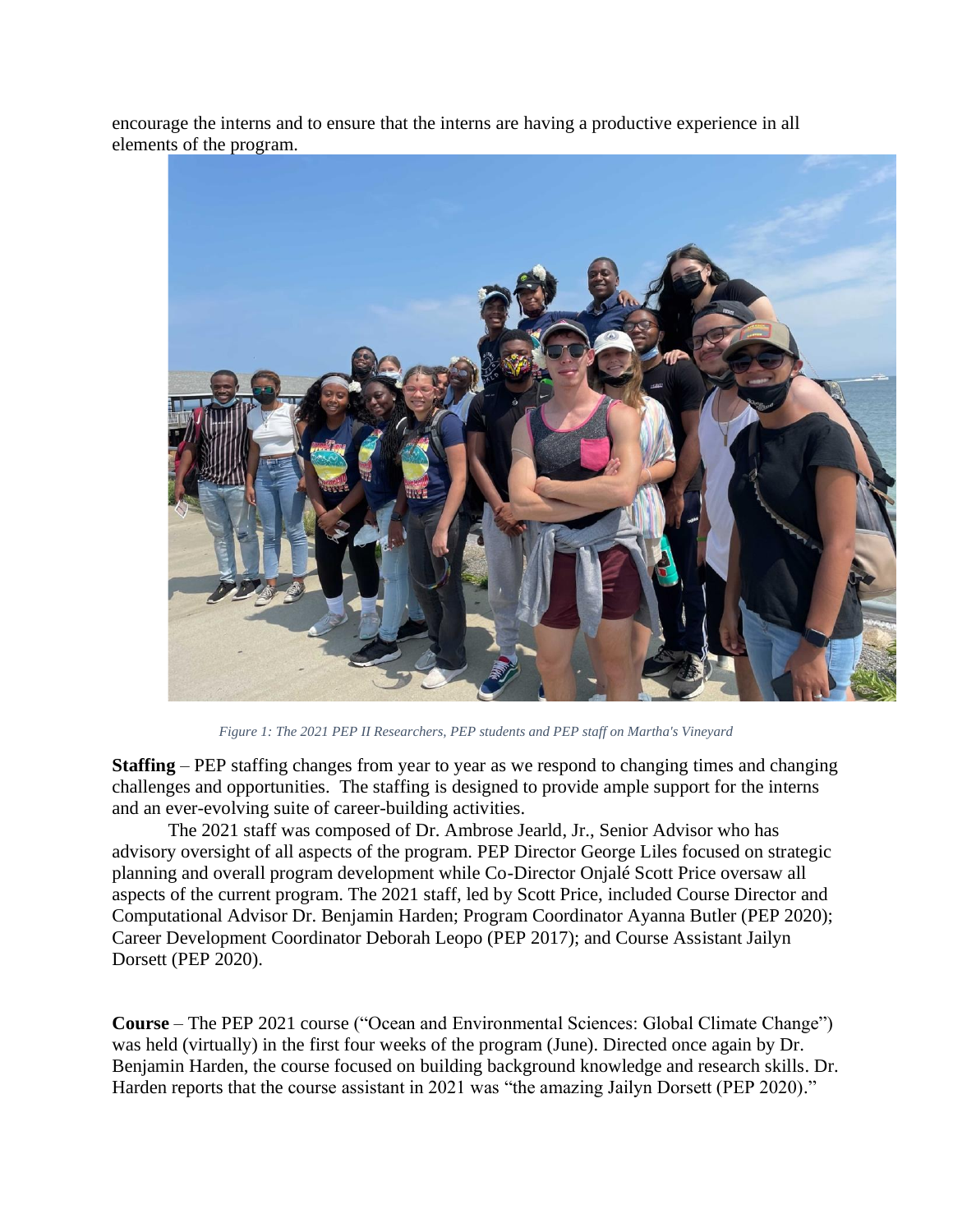encourage the interns and to ensure that the interns are having a productive experience in all elements of the program.

*Figure 1: The 2021 PEP II Researchers, PEP students and PEP staff on Martha's Vineyard*

**Staffing** – PEP staffing changes from year to year as we respond to changing times and changing challenges and opportunities. The staffing is designed to provide ample support for the interns and an ever-evolving suite of career-building activities.

The 2021 staff was composed of Dr. Ambrose Jearld, Jr., Senior Advisor who has advisory oversight of all aspects of the program. PEP Director George Liles focused on strategic planning and overall program development while Co-Director Onjalé Scott Price oversaw all aspects of the current program. The 2021 staff, led by Scott Price, included Course Director and Computational Advisor Dr. Benjamin Harden; Program Coordinator Ayanna Butler (PEP 2020); Career Development Coordinator Deborah Leopo (PEP 2017); and Course Assistant Jailyn Dorsett (PEP 2020).

**Course** – The PEP 2021 course ("Ocean and Environmental Sciences: Global Climate Change") was held (virtually) in the first four weeks of the program (June). Directed once again by Dr. Benjamin Harden, the course focused on building background knowledge and research skills. Dr. Harden reports that the course assistant in 2021 was "the amazing Jailyn Dorsett (PEP 2020)."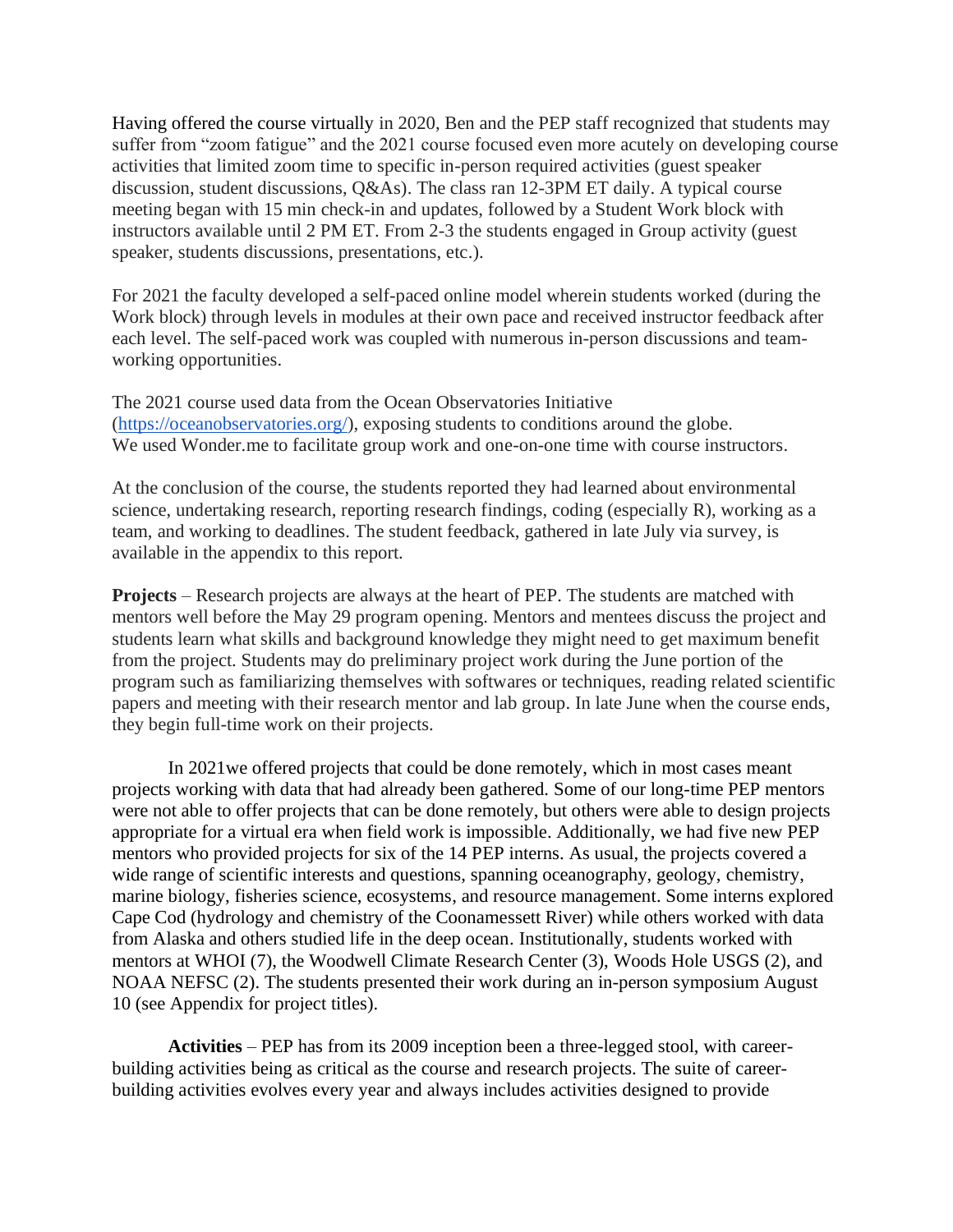Having offered the course virtually in 2020, Ben and the PEP staff recognized that students may suffer from "zoom fatigue" and the 2021 course focused even more acutely on developing course activities that limited zoom time to specific in-person required activities (guest speaker discussion, student discussions, Q&As). The class ran 12-3PM ET daily. A typical course meeting began with 15 min check-in and updates, followed by a Student Work block with instructors available until 2 PM ET. From 2-3 the students engaged in Group activity (guest speaker, students discussions, presentations, etc.).

For 2021 the faculty developed a self-paced online model wherein students worked (during the Work block) through levels in modules at their own pace and received instructor feedback after each level. The self-paced work was coupled with numerous in-person discussions and team-working opportunities.

The 2021 course used data from the Ocean Observatories Initiative (https://oceanobservatories.org/), exposing students to conditions around the globe. We used Wonder.me to facilitate group work and one-on-one time with course instructors.

At the conclusion of the course, the students reported they had learned about environmental science, undertaking research, reporting research findings, coding (especially R), working as a team, and working to deadlines. The student feedback, gathered in late July via survey, is available in the appendix to this report.

**Projects** – Research projects are always at the heart of PEP. The students are matched with mentors well before the May 29 program opening. Mentors and mentees discuss the project and students learn what skills and background knowledge they might need to get maximum benefit from the project. Students may do preliminary project work during the June portion of the program such as familiarizing themselves with softwares or techniques, reading related scientific papers and meeting with their research mentor and lab group. In late June when the course ends, they begin full-time work on their projects.

In 2021we offered projects that could be done remotely, which in most cases meant projects working with data that had already been gathered. Some of our long-time PEP mentors were not able to offer projects that can be done remotely, but others were able to design projects appropriate for a virtual era when field work is impossible. Additionally, we had five new PEP mentors who provided projects for six of the 14 PEP interns. As usual, the projects covered a wide range of scientific interests and questions, spanning oceanography, geology, chemistry, marine biology, fisheries science, ecosystems, and resource management. Some interns explored Cape Cod (hydrology and chemistry of the Coonamessett River) while others worked with data from Alaska and others studied life in the deep ocean. Institutionally, students worked with mentors at WHOI (7), the Woodwell Climate Research Center (3), Woods Hole USGS (2), and NOAA NEFSC (2). The students presented their work during an in-person symposium August 10 (see Appendix for project titles).

**Activities** – PEP has from its 2009 inception been a three-legged stool, with career-building activities being as critical as the course and research projects. The suite of career-building activities evolves every year and always includes activities designed to provide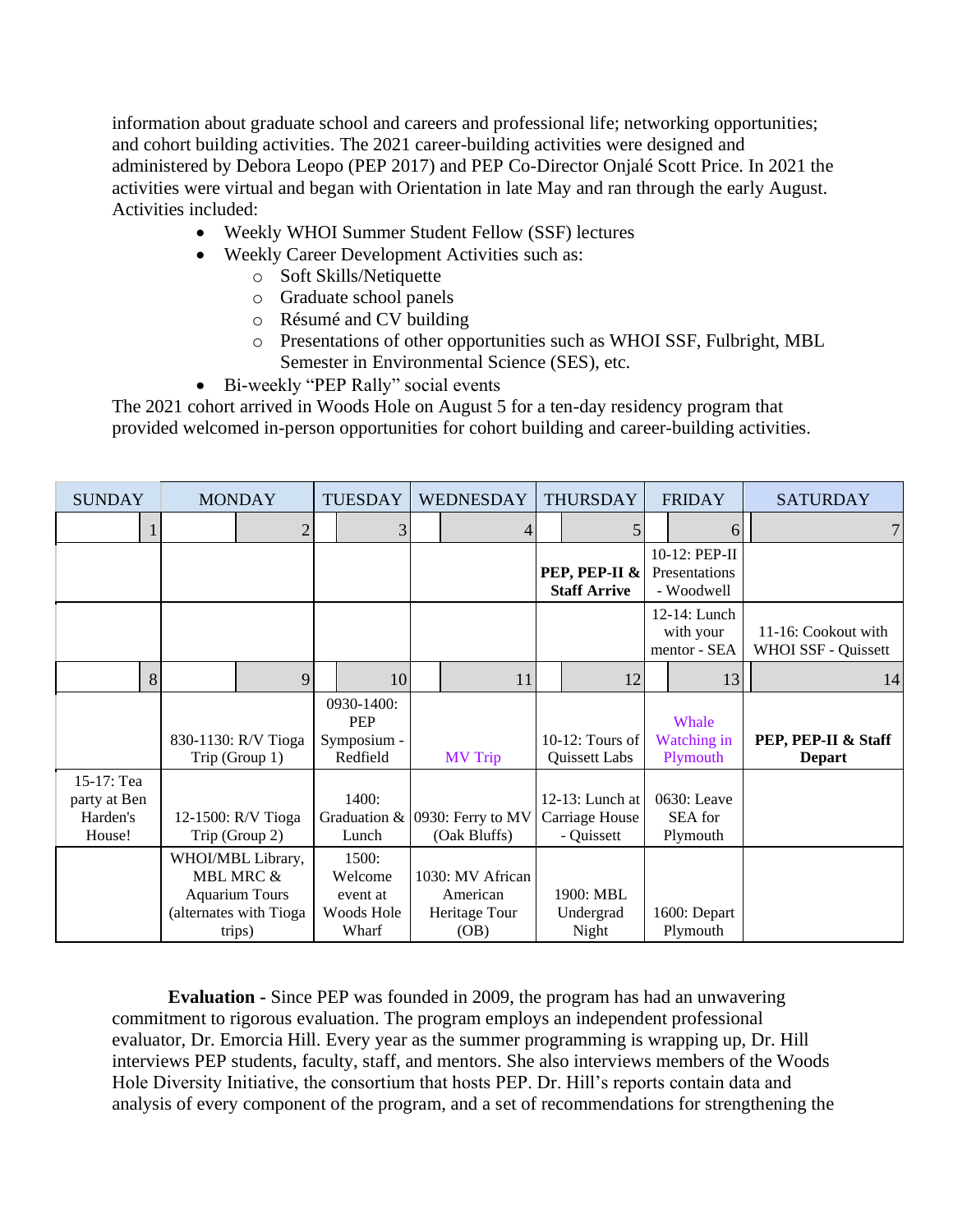information about graduate school and careers and professional life; networking opportunities; and cohort building activities. The 2021 career-building activities were designed and administered by Debora Leopo (PEP 2017) and PEP Co-Director Onjalé Scott Price. In 2021 the activities were virtual and began with Orientation in late May and ran through the early August. Activities included:

- Weekly WHOI Summer Student Fellow (SSF) lectures
- Weekly Career Development Activities such as:
  - Soft Skills/Netiquette
  - Graduate school panels
  - Résumé and CV building
  - Presentations of other opportunities such as WHOI SSF, Fulbright, MBL Semester in Environmental Science (SES), etc.
- Bi-weekly "PEP Rally" social events

The 2021 cohort arrived in Woods Hole on August 5 for a ten-day residency program that provided welcomed in-person opportunities for cohort building and career-building activities.

| SUNDAY | MONDAY | TUESDAY | WEDNESDAY | THURSDAY | FRIDAY | SATURDAY |
|---|---|---|---|---|---|---|
| 1 | 2 | 3 | 4 | 5 | 6 | 7 |
| | | | | **PEP, PEP-II & Staff Arrive** | 10-12: PEP-II Presentations - Woodwell | |
| | | | | | 12-14: Lunch with your mentor - SEA | 11-16: Cookout with WHOI SSF - Quissett |
| 8 | 9 | 10 | 11 | 12 | 13 | 14 |
| | 830-1130: R/V Tioga Trip (Group 1) | 0930-1400: PEP Symposium - Redfield | MV Trip | 10-12: Tours of Quissett Labs | Whale Watching in Plymouth | **PEP, PEP-II & Staff Depart** |
| 15-17: Tea party at Ben Harden's House! | 12-1500: R/V Tioga Trip (Group 2) | 1400: Graduation & Lunch | 0930: Ferry to MV (Oak Bluffs) | 12-13: Lunch at Carriage House - Quissett | 0630: Leave SEA for Plymouth | |
| | WHOI/MBL Library, MBL MRC & Aquarium Tours (alternates with Tioga trips) | 1500: Welcome event at Woods Hole Wharf | 1030: MV African American Heritage Tour (OB) | 1900: MBL Undergrad Night | 1600: Depart Plymouth | |

**Evaluation -** Since PEP was founded in 2009, the program has had an unwavering commitment to rigorous evaluation. The program employs an independent professional evaluator, Dr. Emorcia Hill. Every year as the summer programming is wrapping up, Dr. Hill interviews PEP students, faculty, staff, and mentors. She also interviews members of the Woods Hole Diversity Initiative, the consortium that hosts PEP. Dr. Hill's reports contain data and analysis of every component of the program, and a set of recommendations for strengthening the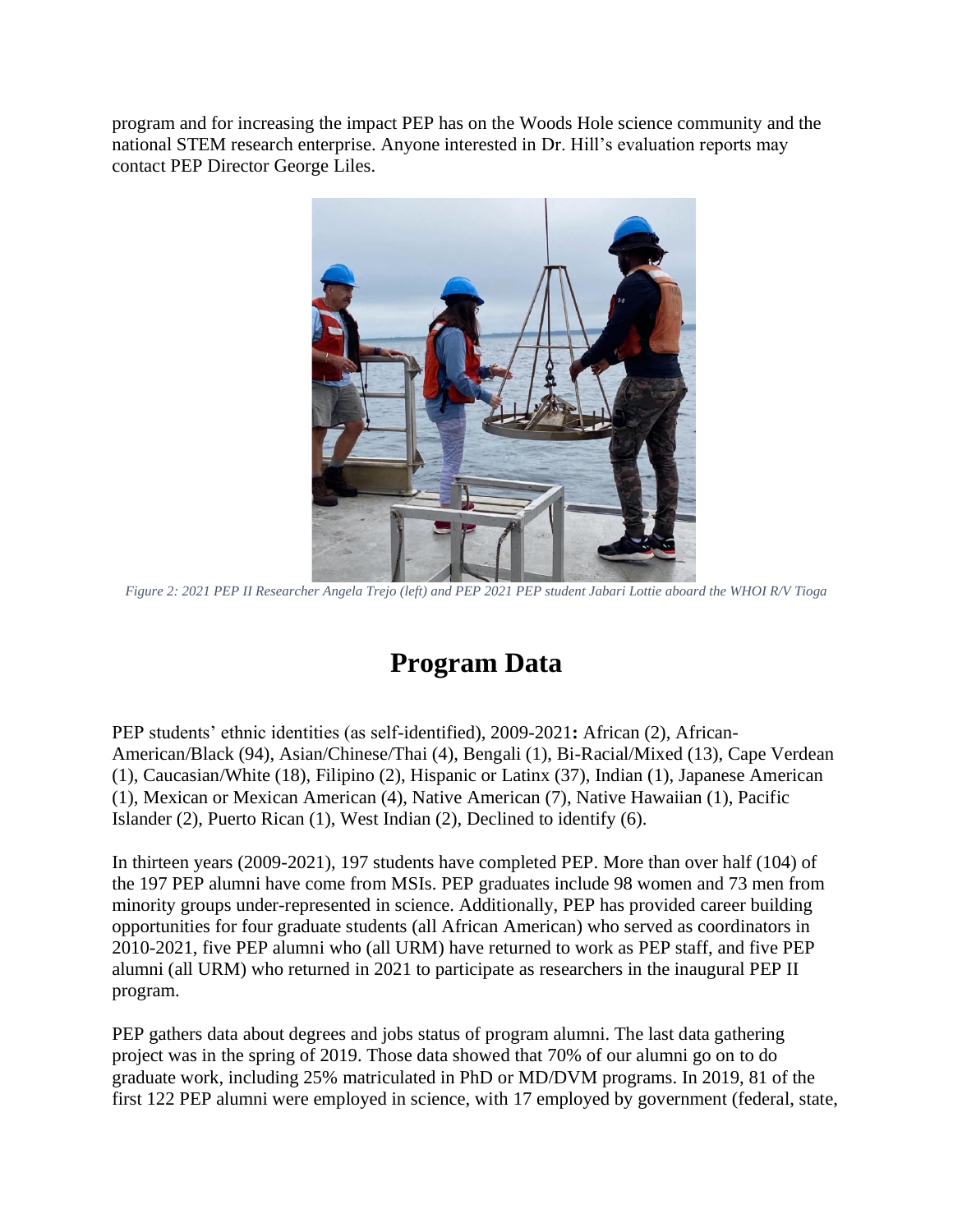program and for increasing the impact PEP has on the Woods Hole science community and the national STEM research enterprise. Anyone interested in Dr. Hill's evaluation reports may contact PEP Director George Liles.

*Figure 2: 2021 PEP II Researcher Angela Trejo (left) and PEP 2021 PEP student Jabari Lottie aboard the WHOI R/V Tioga*

# Program Data

PEP students' ethnic identities (as self-identified), 2009-2021**:** African (2), African-American/Black (94), Asian/Chinese/Thai (4), Bengali (1), Bi-Racial/Mixed (13), Cape Verdean (1), Caucasian/White (18), Filipino (2), Hispanic or Latinx (37), Indian (1), Japanese American (1), Mexican or Mexican American (4), Native American (7), Native Hawaiian (1), Pacific Islander (2), Puerto Rican (1), West Indian (2), Declined to identify (6).

In thirteen years (2009-2021), 197 students have completed PEP. More than over half (104) of the 197 PEP alumni have come from MSIs. PEP graduates include 98 women and 73 men from minority groups under-represented in science. Additionally, PEP has provided career building opportunities for four graduate students (all African American) who served as coordinators in 2010-2021, five PEP alumni who (all URM) have returned to work as PEP staff, and five PEP alumni (all URM) who returned in 2021 to participate as researchers in the inaugural PEP II program.

PEP gathers data about degrees and jobs status of program alumni. The last data gathering project was in the spring of 2019. Those data showed that 70% of our alumni go on to do graduate work, including 25% matriculated in PhD or MD/DVM programs. In 2019, 81 of the first 122 PEP alumni were employed in science, with 17 employed by government (federal, state,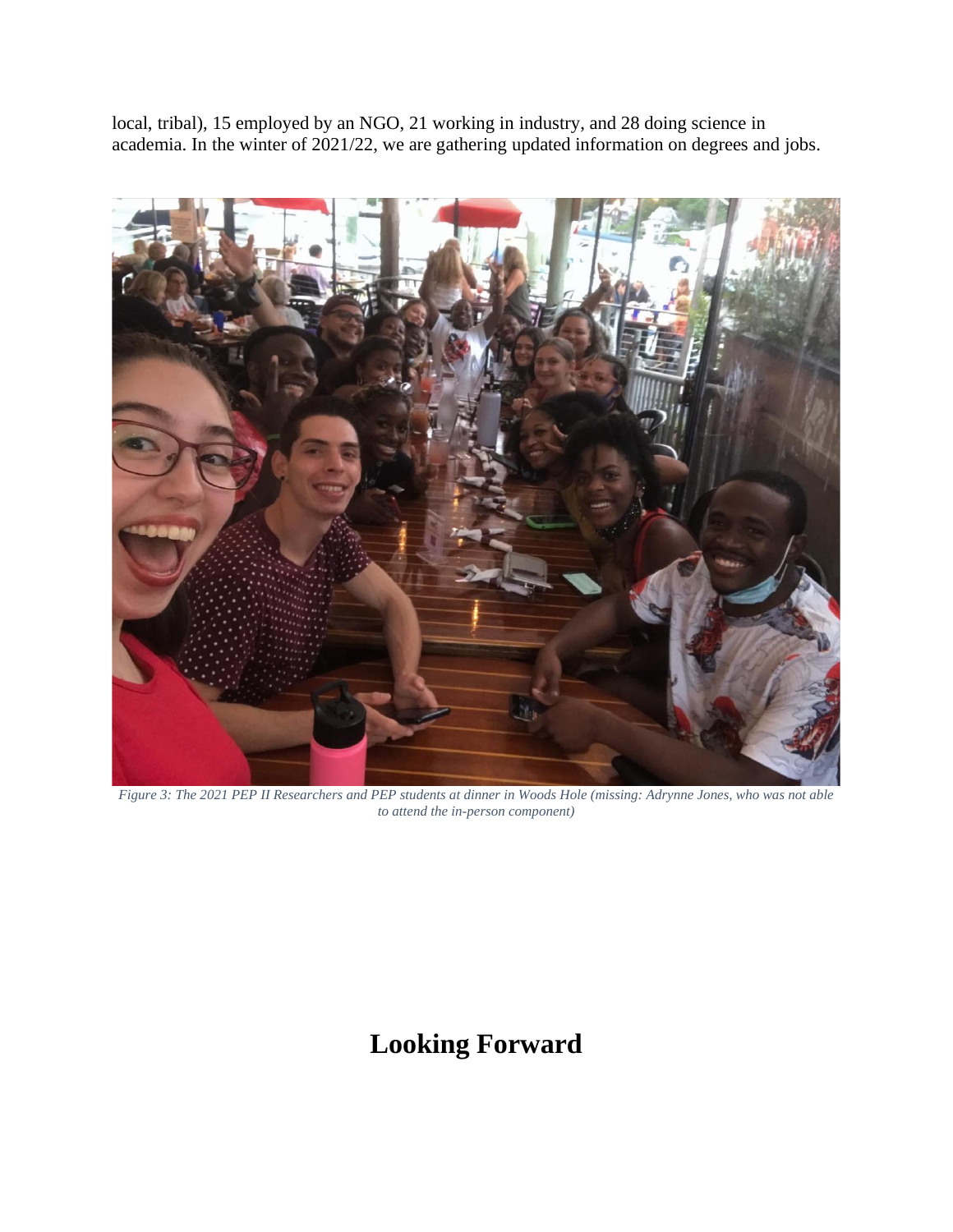local, tribal), 15 employed by an NGO, 21 working in industry, and 28 doing science in academia. In the winter of 2021/22, we are gathering updated information on degrees and jobs.

*Figure 3: The 2021 PEP II Researchers and PEP students at dinner in Woods Hole (missing: Adrynne Jones, who was not able to attend the in-person component)*

# Looking Forward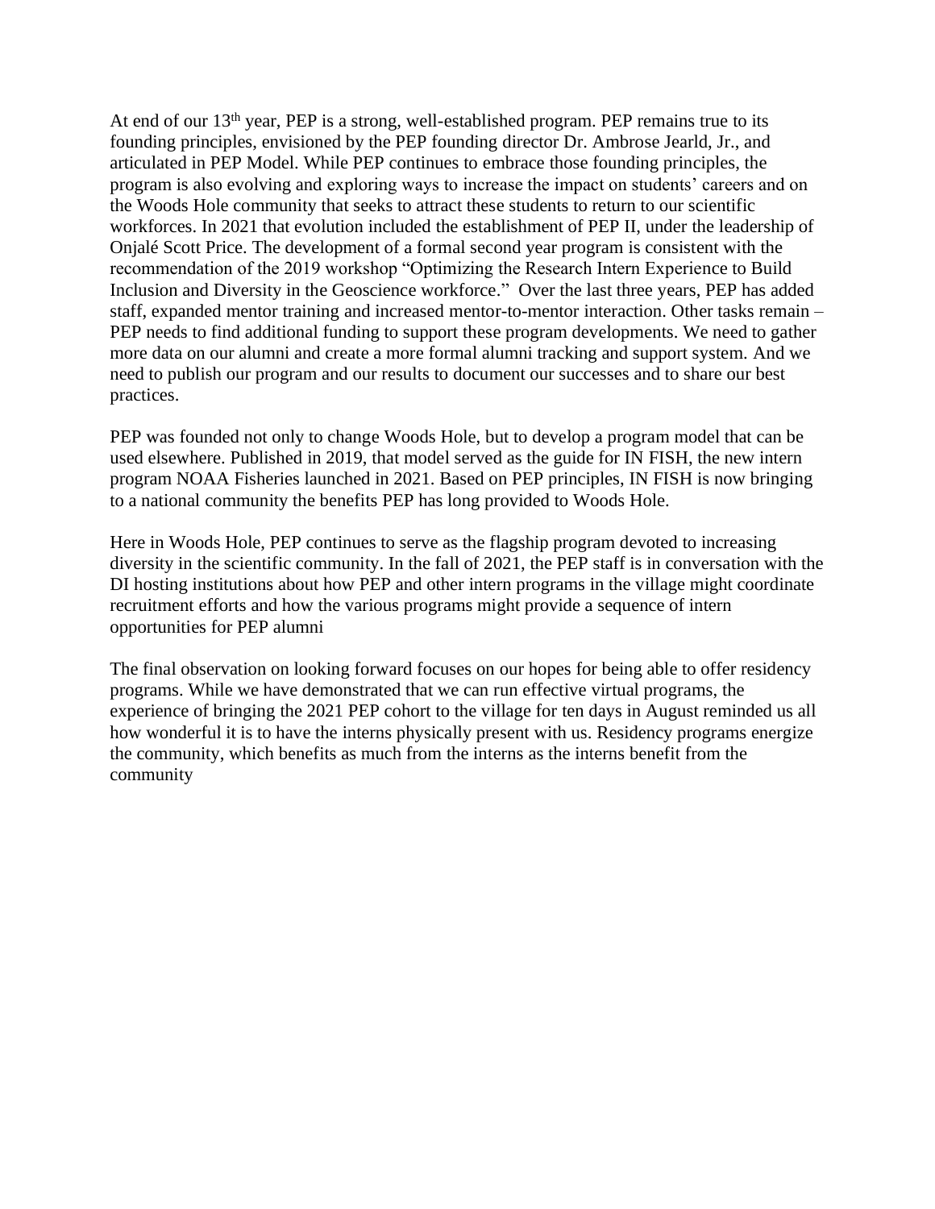At end of our 13th year, PEP is a strong, well-established program. PEP remains true to its founding principles, envisioned by the PEP founding director Dr. Ambrose Jearld, Jr., and articulated in PEP Model. While PEP continues to embrace those founding principles, the program is also evolving and exploring ways to increase the impact on students' careers and on the Woods Hole community that seeks to attract these students to return to our scientific workforces. In 2021 that evolution included the establishment of PEP II, under the leadership of Onjalé Scott Price. The development of a formal second year program is consistent with the recommendation of the 2019 workshop "Optimizing the Research Intern Experience to Build Inclusion and Diversity in the Geoscience workforce." Over the last three years, PEP has added staff, expanded mentor training and increased mentor-to-mentor interaction. Other tasks remain – PEP needs to find additional funding to support these program developments. We need to gather more data on our alumni and create a more formal alumni tracking and support system. And we need to publish our program and our results to document our successes and to share our best practices.

PEP was founded not only to change Woods Hole, but to develop a program model that can be used elsewhere. Published in 2019, that model served as the guide for IN FISH, the new intern program NOAA Fisheries launched in 2021. Based on PEP principles, IN FISH is now bringing to a national community the benefits PEP has long provided to Woods Hole.

Here in Woods Hole, PEP continues to serve as the flagship program devoted to increasing diversity in the scientific community. In the fall of 2021, the PEP staff is in conversation with the DI hosting institutions about how PEP and other intern programs in the village might coordinate recruitment efforts and how the various programs might provide a sequence of intern opportunities for PEP alumni

The final observation on looking forward focuses on our hopes for being able to offer residency programs. While we have demonstrated that we can run effective virtual programs, the experience of bringing the 2021 PEP cohort to the village for ten days in August reminded us all how wonderful it is to have the interns physically present with us. Residency programs energize the community, which benefits as much from the interns as the interns benefit from the community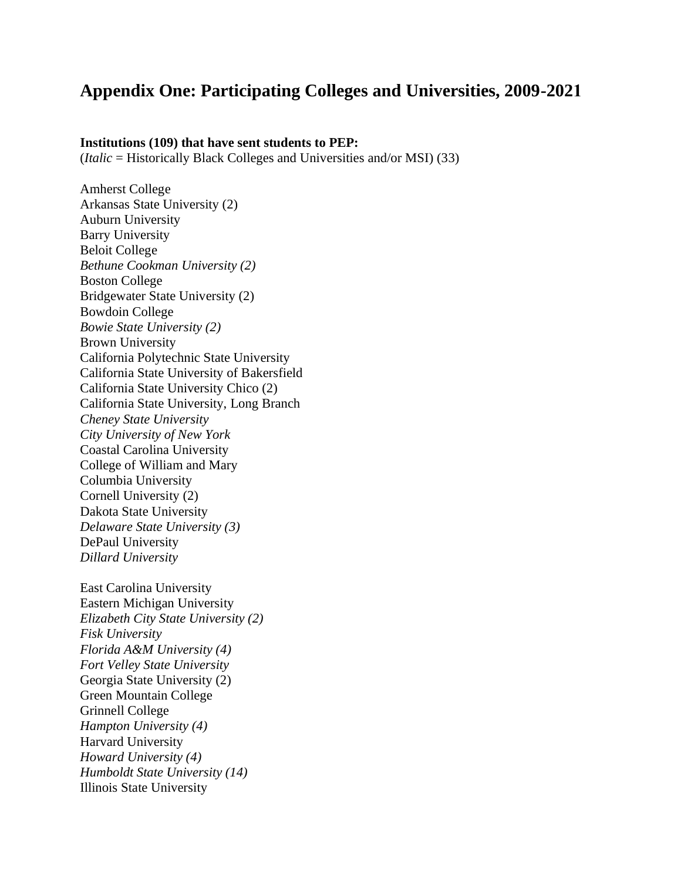## Appendix One: Participating Colleges and Universities, 2009-2021

**Institutions (109) that have sent students to PEP:**
(*Italic* = Historically Black Colleges and Universities and/or MSI) (33)

Amherst College
Arkansas State University (2)
Auburn University
Barry University
Beloit College
*Bethune Cookman University (2)*
Boston College
Bridgewater State University (2)
Bowdoin College
*Bowie State University (2)*
Brown University
California Polytechnic State University
California State University of Bakersfield
California State University Chico (2)
California State University, Long Branch
*Cheney State University*
*City University of New York*
Coastal Carolina University
College of William and Mary
Columbia University
Cornell University (2)
Dakota State University
*Delaware State University (3)*
DePaul University
*Dillard University*

East Carolina University
Eastern Michigan University
*Elizabeth City State University (2)*
*Fisk University*
*Florida A&M University (4)*
*Fort Velley State University*
Georgia State University (2)
Green Mountain College
Grinnell College
*Hampton University (4)*
Harvard University
*Howard University (4)*
*Humboldt State University (14)*
Illinois State University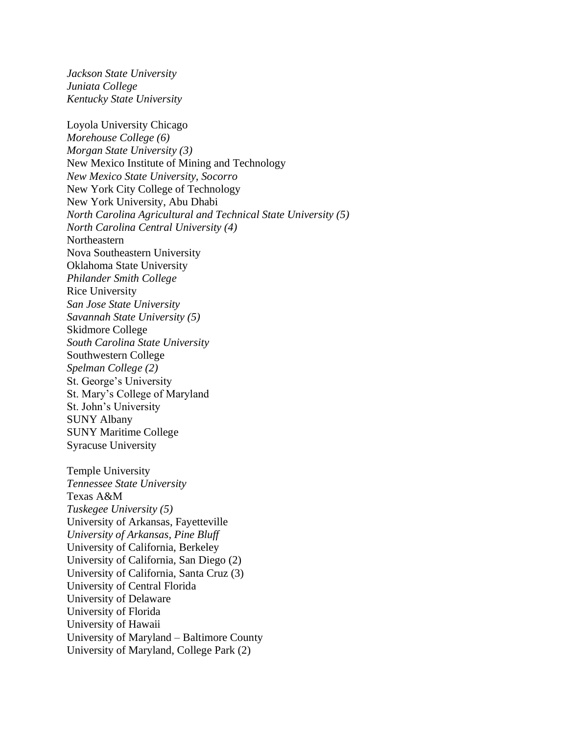*Jackson State University*
*Juniata College*
*Kentucky State University*

Loyola University Chicago
*Morehouse College (6)*
*Morgan State University (3)*
New Mexico Institute of Mining and Technology
*New Mexico State University, Socorro*
New York City College of Technology
New York University, Abu Dhabi
*North Carolina Agricultural and Technical State University (5)*
*North Carolina Central University (4)*
Northeastern
Nova Southeastern University
Oklahoma State University
*Philander Smith College*
Rice University
*San Jose State University*
*Savannah State University (5)*
Skidmore College
*South Carolina State University*
Southwestern College
*Spelman College (2)*
St. George's University
St. Mary's College of Maryland
St. John's University
SUNY Albany
SUNY Maritime College
Syracuse University

Temple University
*Tennessee State University*
Texas A&M
*Tuskegee University (5)*
University of Arkansas, Fayetteville
*University of Arkansas, Pine Bluff*
University of California, Berkeley
University of California, San Diego (2)
University of California, Santa Cruz (3)
University of Central Florida
University of Delaware
University of Florida
University of Hawaii
University of Maryland – Baltimore County
University of Maryland, College Park (2)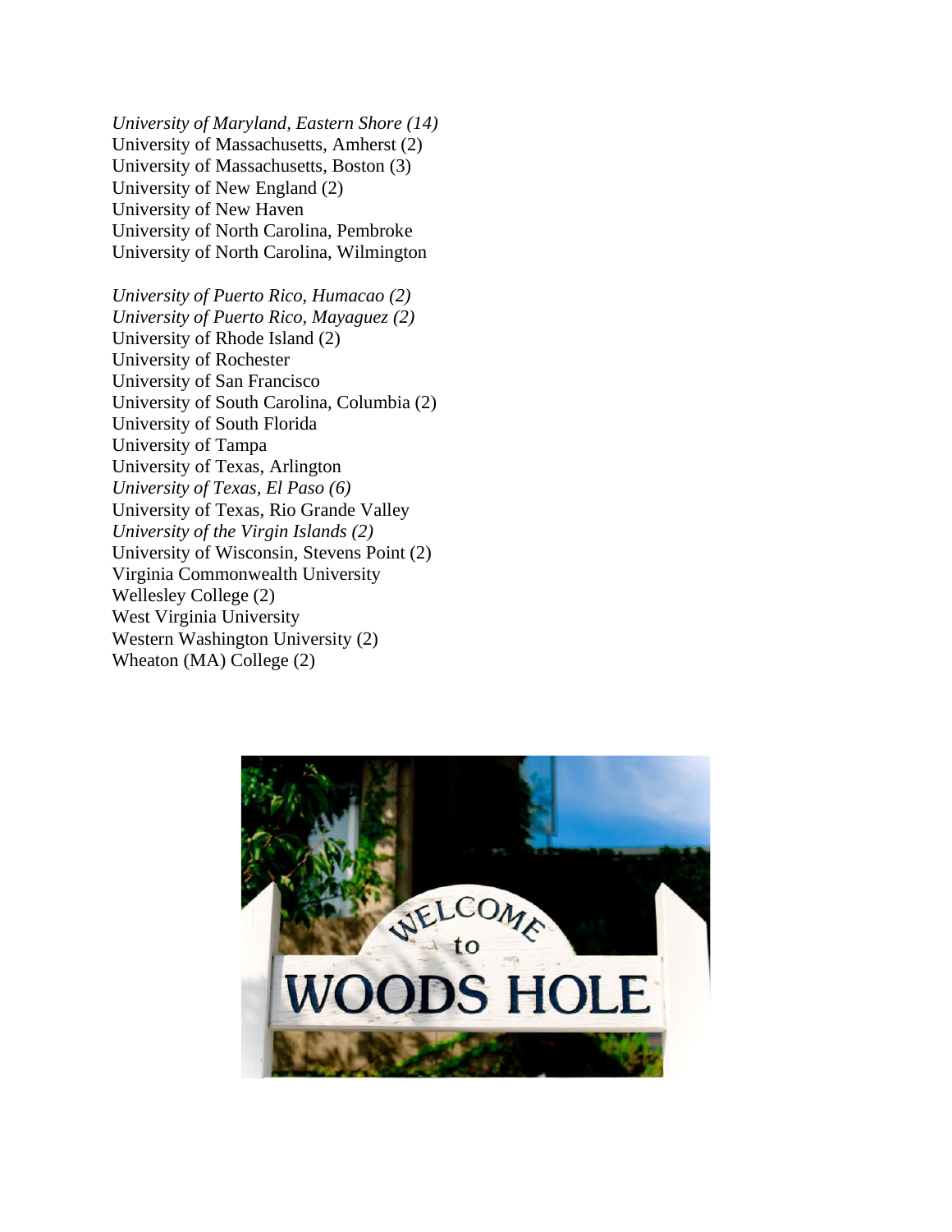*University of Maryland, Eastern Shore (14)*
University of Massachusetts, Amherst (2)
University of Massachusetts, Boston (3)
University of New England (2)
University of New Haven
University of North Carolina, Pembroke
University of North Carolina, Wilmington

*University of Puerto Rico, Humacao (2)*
*University of Puerto Rico, Mayaguez (2)*
University of Rhode Island (2)
University of Rochester
University of San Francisco
University of South Carolina, Columbia (2)
University of South Florida
University of Tampa
University of Texas, Arlington
*University of Texas, El Paso (6)*
University of Texas, Rio Grande Valley
*University of the Virgin Islands (2)*
University of Wisconsin, Stevens Point (2)
Virginia Commonwealth University
Wellesley College (2)
West Virginia University
Western Washington University (2)
Wheaton (MA) College (2)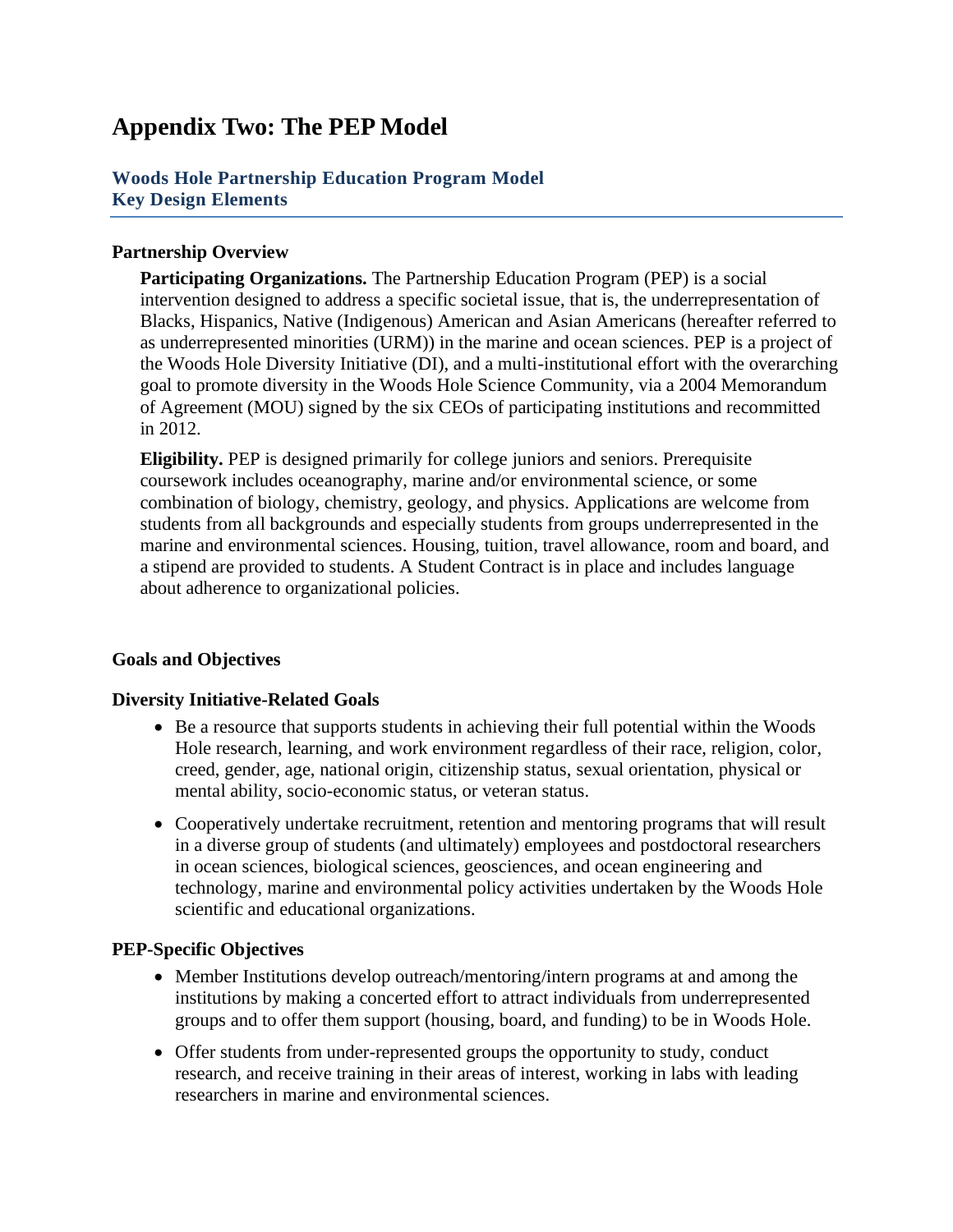# Appendix Two: The PEP Model

## Woods Hole Partnership Education Program Model
## Key Design Elements

### Partnership Overview

**Participating Organizations.** The Partnership Education Program (PEP) is a social intervention designed to address a specific societal issue, that is, the underrepresentation of Blacks, Hispanics, Native (Indigenous) American and Asian Americans (hereafter referred to as underrepresented minorities (URM)) in the marine and ocean sciences. PEP is a project of the Woods Hole Diversity Initiative (DI), and a multi-institutional effort with the overarching goal to promote diversity in the Woods Hole Science Community, via a 2004 Memorandum of Agreement (MOU) signed by the six CEOs of participating institutions and recommitted in 2012.

**Eligibility.** PEP is designed primarily for college juniors and seniors. Prerequisite coursework includes oceanography, marine and/or environmental science, or some combination of biology, chemistry, geology, and physics. Applications are welcome from students from all backgrounds and especially students from groups underrepresented in the marine and environmental sciences. Housing, tuition, travel allowance, room and board, and a stipend are provided to students. A Student Contract is in place and includes language about adherence to organizational policies.

### Goals and Objectives

### Diversity Initiative-Related Goals

- Be a resource that supports students in achieving their full potential within the Woods Hole research, learning, and work environment regardless of their race, religion, color, creed, gender, age, national origin, citizenship status, sexual orientation, physical or mental ability, socio-economic status, or veteran status.
- Cooperatively undertake recruitment, retention and mentoring programs that will result in a diverse group of students (and ultimately) employees and postdoctoral researchers in ocean sciences, biological sciences, geosciences, and ocean engineering and technology, marine and environmental policy activities undertaken by the Woods Hole scientific and educational organizations.

### PEP-Specific Objectives

- Member Institutions develop outreach/mentoring/intern programs at and among the institutions by making a concerted effort to attract individuals from underrepresented groups and to offer them support (housing, board, and funding) to be in Woods Hole.
- Offer students from under-represented groups the opportunity to study, conduct research, and receive training in their areas of interest, working in labs with leading researchers in marine and environmental sciences.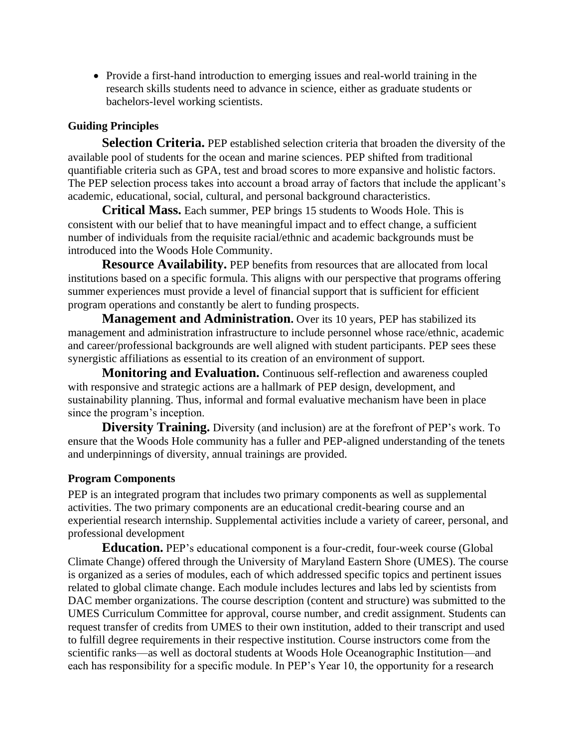- Provide a first-hand introduction to emerging issues and real-world training in the research skills students need to advance in science, either as graduate students or bachelors-level working scientists.

### Guiding Principles

**Selection Criteria.** PEP established selection criteria that broaden the diversity of the available pool of students for the ocean and marine sciences. PEP shifted from traditional quantifiable criteria such as GPA, test and broad scores to more expansive and holistic factors. The PEP selection process takes into account a broad array of factors that include the applicant's academic, educational, social, cultural, and personal background characteristics.

**Critical Mass.** Each summer, PEP brings 15 students to Woods Hole. This is consistent with our belief that to have meaningful impact and to effect change, a sufficient number of individuals from the requisite racial/ethnic and academic backgrounds must be introduced into the Woods Hole Community.

**Resource Availability.** PEP benefits from resources that are allocated from local institutions based on a specific formula. This aligns with our perspective that programs offering summer experiences must provide a level of financial support that is sufficient for efficient program operations and constantly be alert to funding prospects.

**Management and Administration.** Over its 10 years, PEP has stabilized its management and administration infrastructure to include personnel whose race/ethnic, academic and career/professional backgrounds are well aligned with student participants. PEP sees these synergistic affiliations as essential to its creation of an environment of support.

**Monitoring and Evaluation.** Continuous self-reflection and awareness coupled with responsive and strategic actions are a hallmark of PEP design, development, and sustainability planning. Thus, informal and formal evaluative mechanism have been in place since the program's inception.

**Diversity Training.** Diversity (and inclusion) are at the forefront of PEP's work. To ensure that the Woods Hole community has a fuller and PEP-aligned understanding of the tenets and underpinnings of diversity, annual trainings are provided.

### Program Components

PEP is an integrated program that includes two primary components as well as supplemental activities. The two primary components are an educational credit-bearing course and an experiential research internship. Supplemental activities include a variety of career, personal, and professional development

**Education.** PEP's educational component is a four-credit, four-week course (Global Climate Change) offered through the University of Maryland Eastern Shore (UMES). The course is organized as a series of modules, each of which addressed specific topics and pertinent issues related to global climate change. Each module includes lectures and labs led by scientists from DAC member organizations. The course description (content and structure) was submitted to the UMES Curriculum Committee for approval, course number, and credit assignment. Students can request transfer of credits from UMES to their own institution, added to their transcript and used to fulfill degree requirements in their respective institution. Course instructors come from the scientific ranks—as well as doctoral students at Woods Hole Oceanographic Institution—and each has responsibility for a specific module. In PEP's Year 10, the opportunity for a research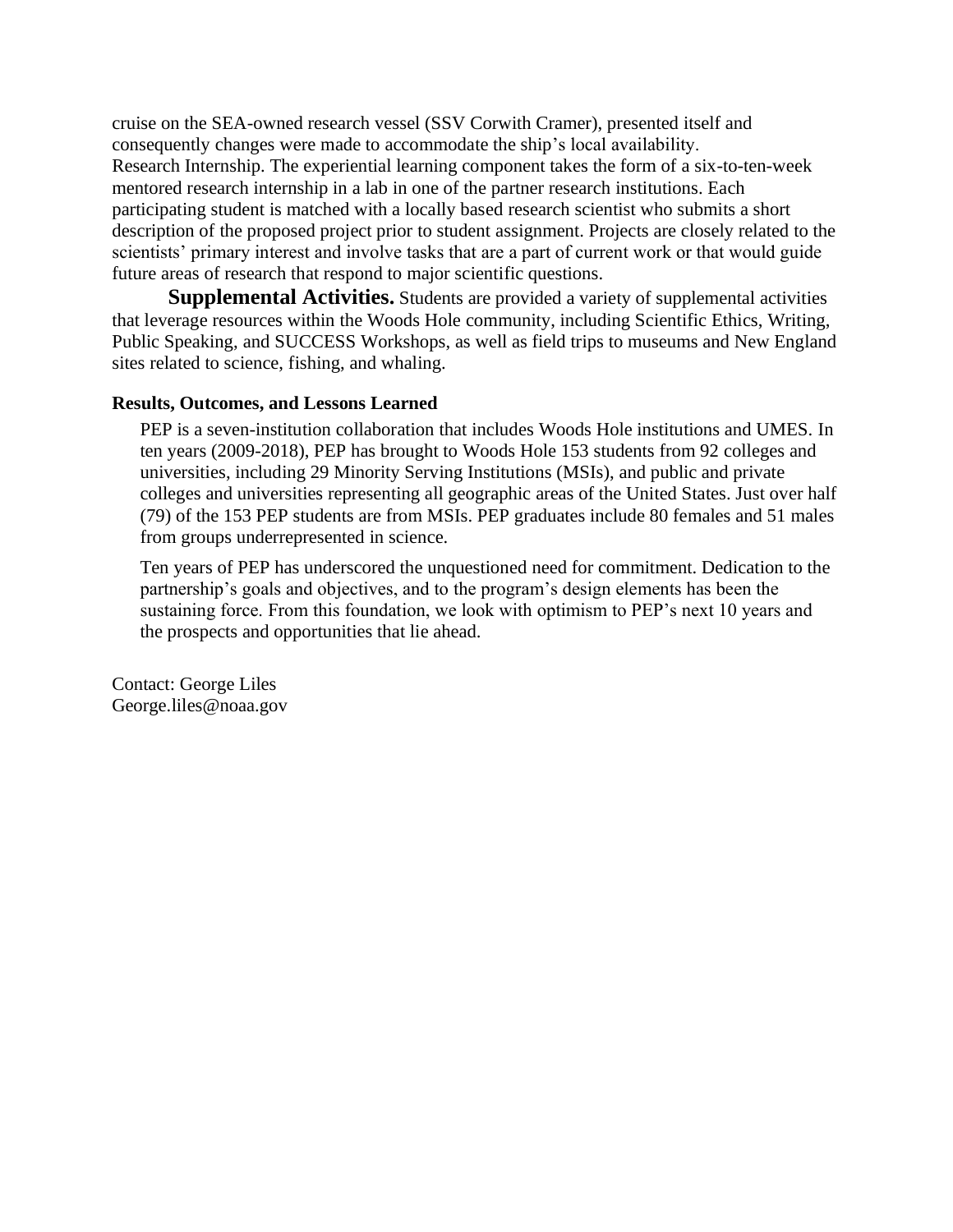cruise on the SEA-owned research vessel (SSV Corwith Cramer), presented itself and consequently changes were made to accommodate the ship's local availability.

Research Internship. The experiential learning component takes the form of a six-to-ten-week mentored research internship in a lab in one of the partner research institutions. Each participating student is matched with a locally based research scientist who submits a short description of the proposed project prior to student assignment. Projects are closely related to the scientists' primary interest and involve tasks that are a part of current work or that would guide future areas of research that respond to major scientific questions.

**Supplemental Activities.** Students are provided a variety of supplemental activities that leverage resources within the Woods Hole community, including Scientific Ethics, Writing, Public Speaking, and SUCCESS Workshops, as well as field trips to museums and New England sites related to science, fishing, and whaling.

**Results, Outcomes, and Lessons Learned**

PEP is a seven-institution collaboration that includes Woods Hole institutions and UMES. In ten years (2009-2018), PEP has brought to Woods Hole 153 students from 92 colleges and universities, including 29 Minority Serving Institutions (MSIs), and public and private colleges and universities representing all geographic areas of the United States. Just over half (79) of the 153 PEP students are from MSIs. PEP graduates include 80 females and 51 males from groups underrepresented in science.

Ten years of PEP has underscored the unquestioned need for commitment. Dedication to the partnership's goals and objectives, and to the program's design elements has been the sustaining force. From this foundation, we look with optimism to PEP's next 10 years and the prospects and opportunities that lie ahead.

Contact: George Liles
George.liles@noaa.gov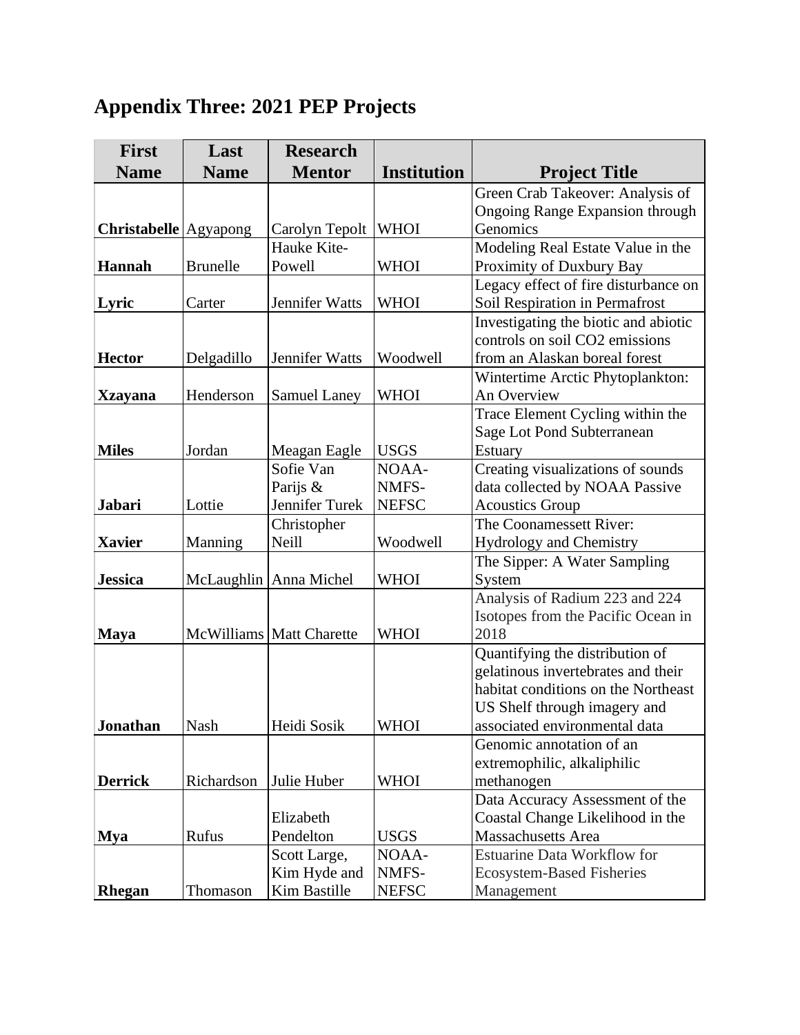# Appendix Three: 2021 PEP Projects

| First Name | Last Name | Research Mentor | Institution | Project Title |
|---|---|---|---|---|
| **Christabelle** | Agyapong | Carolyn Tepolt | WHOI | Green Crab Takeover: Analysis of Ongoing Range Expansion through Genomics |
| **Hannah** | Brunelle | Hauke Kite-Powell | WHOI | Modeling Real Estate Value in the Proximity of Duxbury Bay |
| **Lyric** | Carter | Jennifer Watts | WHOI | Legacy effect of fire disturbance on Soil Respiration in Permafrost |
| **Hector** | Delgadillo | Jennifer Watts | Woodwell | Investigating the biotic and abiotic controls on soil CO2 emissions from an Alaskan boreal forest |
| **Xzayana** | Henderson | Samuel Laney | WHOI | Wintertime Arctic Phytoplankton: An Overview |
| **Miles** | Jordan | Meagan Eagle | USGS | Trace Element Cycling within the Sage Lot Pond Subterranean Estuary |
| **Jabari** | Lottie | Sofie Van Parijs & Jennifer Turek | NOAA-NMFS-NEFSC | Creating visualizations of sounds data collected by NOAA Passive Acoustics Group |
| **Xavier** | Manning | Christopher Neill | Woodwell | The Coonamessett River: Hydrology and Chemistry |
| **Jessica** | McLaughlin | Anna Michel | WHOI | The Sipper: A Water Sampling System |
| **Maya** | McWilliams | Matt Charette | WHOI | Analysis of Radium 223 and 224 Isotopes from the Pacific Ocean in 2018 |
| **Jonathan** | Nash | Heidi Sosik | WHOI | Quantifying the distribution of gelatinous invertebrates and their habitat conditions on the Northeast US Shelf through imagery and associated environmental data |
| **Derrick** | Richardson | Julie Huber | WHOI | Genomic annotation of an extremophilic, alkaliphilic methanogen |
| **Mya** | Rufus | Elizabeth Pendelton | USGS | Data Accuracy Assessment of the Coastal Change Likelihood in the Massachusetts Area |
| **Rhegan** | Thomason | Scott Large, Kim Hyde and Kim Bastille | NOAA-NMFS-NEFSC | Estuarine Data Workflow for Ecosystem-Based Fisheries Management |